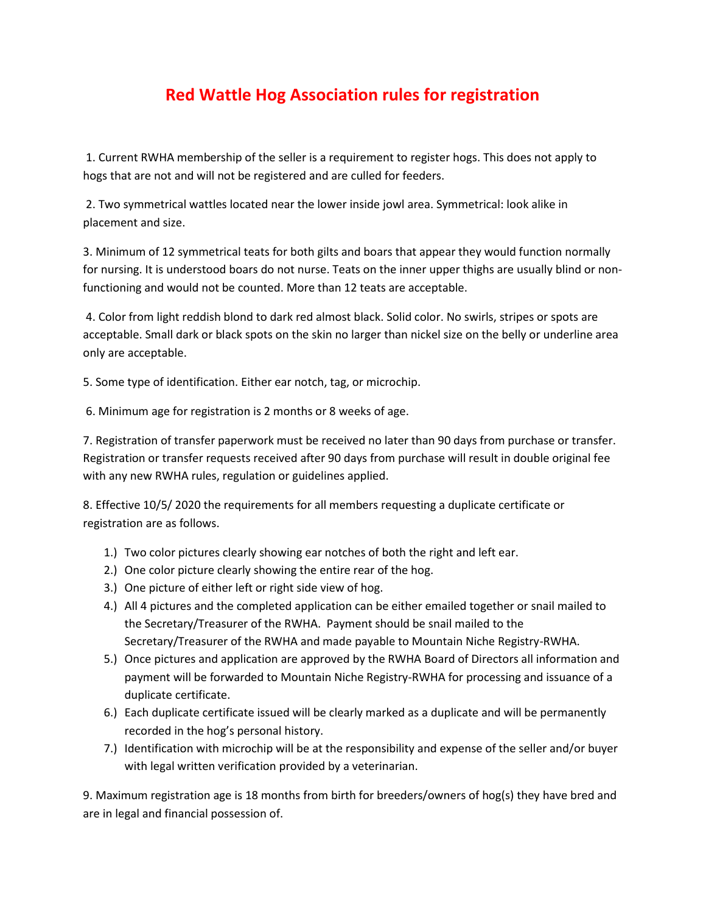# Red Wattle Hog Association rules for registration

1. Current RWHA membership of the seller is a requirement to register hogs. This does not apply to hogs that are not and will not be registered and are culled for feeders.

2. Two symmetrical wattles located near the lower inside jowl area. Symmetrical: look alike in placement and size.

3. Minimum of 12 symmetrical teats for both gilts and boars that appear they would function normally for nursing. It is understood boars do not nurse. Teats on the inner upper thighs are usually blind or non-functioning and would not be counted. More than 12 teats are acceptable.

4. Color from light reddish blond to dark red almost black. Solid color. No swirls, stripes or spots are acceptable. Small dark or black spots on the skin no larger than nickel size on the belly or underline area only are acceptable.

5. Some type of identification. Either ear notch, tag, or microchip.

6. Minimum age for registration is 2 months or 8 weeks of age.

7. Registration of transfer paperwork must be received no later than 90 days from purchase or transfer. Registration or transfer requests received after 90 days from purchase will result in double original fee with any new RWHA rules, regulation or guidelines applied.

8. Effective 10/5/ 2020 the requirements for all members requesting a duplicate certificate or registration are as follows.

   1.) Two color pictures clearly showing ear notches of both the right and left ear.
   2.) One color picture clearly showing the entire rear of the hog.
   3.) One picture of either left or right side view of hog.
   4.) All 4 pictures and the completed application can be either emailed together or snail mailed to the Secretary/Treasurer of the RWHA. Payment should be snail mailed to the Secretary/Treasurer of the RWHA and made payable to Mountain Niche Registry-RWHA.
   5.) Once pictures and application are approved by the RWHA Board of Directors all information and payment will be forwarded to Mountain Niche Registry-RWHA for processing and issuance of a duplicate certificate.
   6.) Each duplicate certificate issued will be clearly marked as a duplicate and will be permanently recorded in the hog's personal history.
   7.) Identification with microchip will be at the responsibility and expense of the seller and/or buyer with legal written verification provided by a veterinarian.

9. Maximum registration age is 18 months from birth for breeders/owners of hog(s) they have bred and are in legal and financial possession of.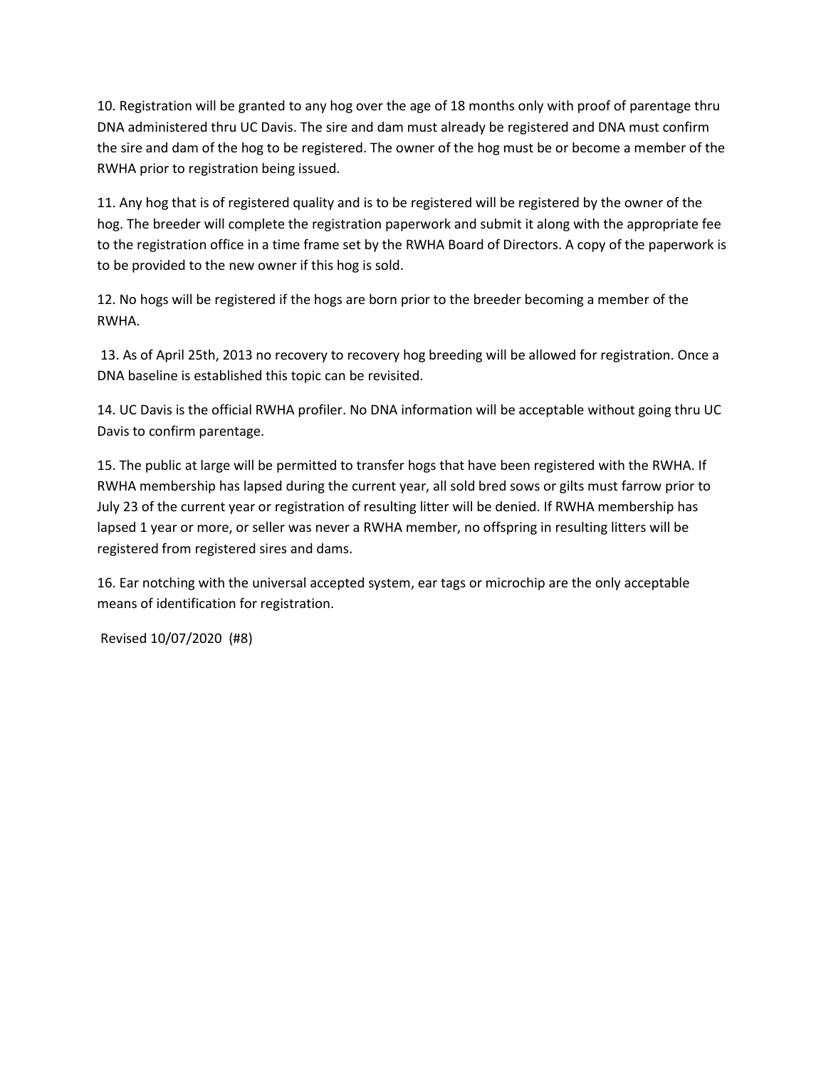10. Registration will be granted to any hog over the age of 18 months only with proof of parentage thru DNA administered thru UC Davis. The sire and dam must already be registered and DNA must confirm the sire and dam of the hog to be registered. The owner of the hog must be or become a member of the RWHA prior to registration being issued.

11. Any hog that is of registered quality and is to be registered will be registered by the owner of the hog. The breeder will complete the registration paperwork and submit it along with the appropriate fee to the registration office in a time frame set by the RWHA Board of Directors. A copy of the paperwork is to be provided to the new owner if this hog is sold.

12. No hogs will be registered if the hogs are born prior to the breeder becoming a member of the RWHA.

13. As of April 25th, 2013 no recovery to recovery hog breeding will be allowed for registration. Once a DNA baseline is established this topic can be revisited.

14. UC Davis is the official RWHA profiler. No DNA information will be acceptable without going thru UC Davis to confirm parentage.

15. The public at large will be permitted to transfer hogs that have been registered with the RWHA. If RWHA membership has lapsed during the current year, all sold bred sows or gilts must farrow prior to July 23 of the current year or registration of resulting litter will be denied. If RWHA membership has lapsed 1 year or more, or seller was never a RWHA member, no offspring in resulting litters will be registered from registered sires and dams.

16. Ear notching with the universal accepted system, ear tags or microchip are the only acceptable means of identification for registration.

Revised 10/07/2020 (#8)